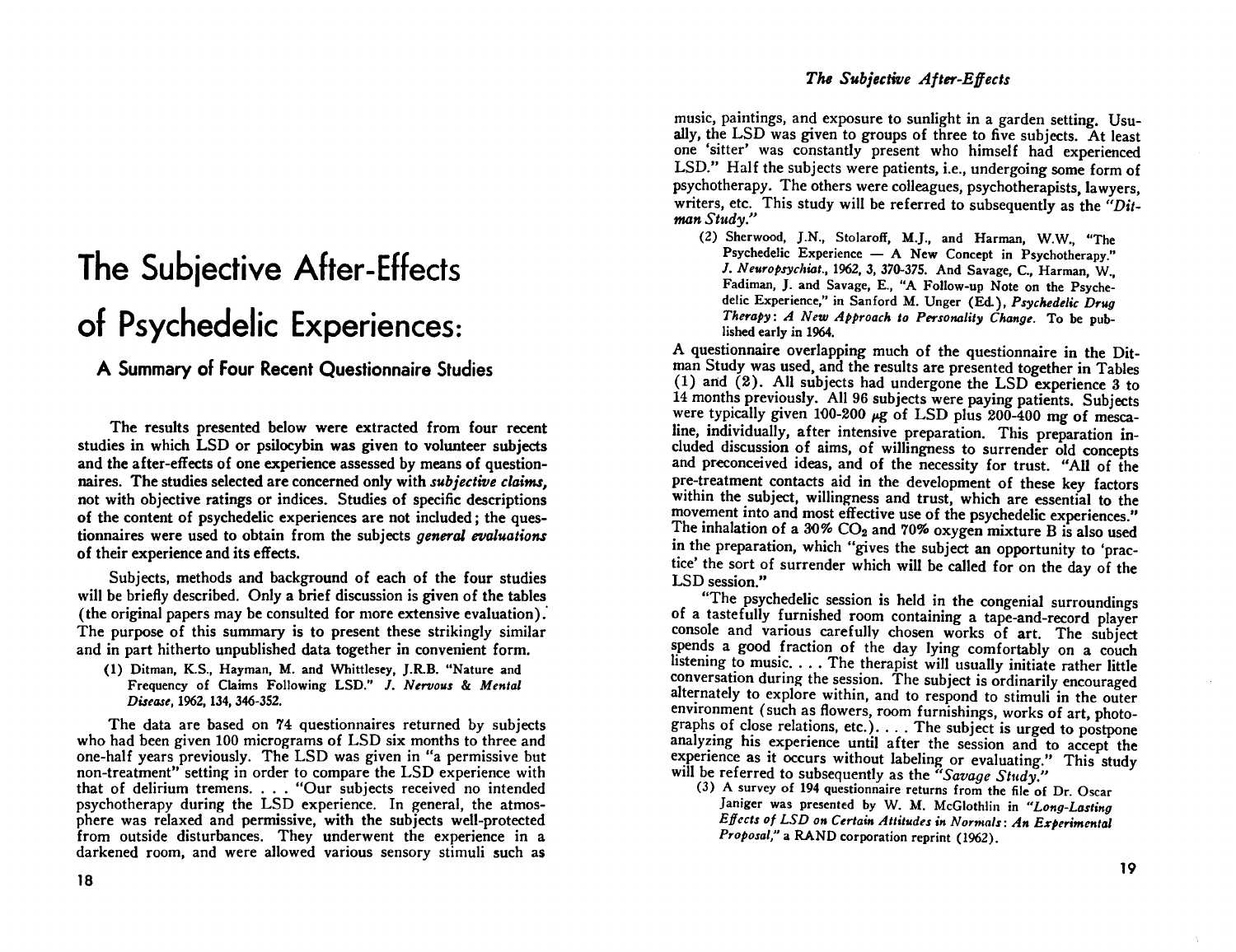# The Subjective After-Effects of Psychedelic Experiences:

## A Summary of Four Recent Questionnaire Studies

The results presented below were extracted from four recent studies in which LSD or psilocybin was given to volunteer subjects and the after-effects of one experience assessed by means of questionnaires. The studies selected are concerned only with *subjective claims,* not with objective ratings or indices. Studies of specific descriptions of the content of psychedelic experiences are not included; the questionnaires were used to obtain from the subjects *general evaluations* of their experience and its effects.

Subjects, methods and background of each of the four studies will be briefly described. Only a brief discussion is given of the tables (the original papers may be consulted for more extensive evaluation). The purpose of this summary is to present these strikingly similar and in part hitherto unpublished data together in convenient form.

(1) Ditman, K.S., Hayman, M. and Whittlesey, J.R.B. "Nature and Frequency of Claims Following LSD." *J. Nervous & Mental Disease,* 1962, 134, 346-352.

The data are based on 74 questionnaires returned by subjects who had been given 100 micrograms of LSD six months to three and one-half years previously. The LSD was given in "a permissive but non-treatment" setting in order to compare the LSD experience with that of delirium tremens. . . . "Our subjects received no intended psychotherapy during the LSD experience. In general, the atmosphere was relaxed and permissive, with the subjects well-protected from outside disturbances. They underwent the experience in a darkened room, and were allowed various sensory stimuli such as music, paintings, and exposure to sunlight in a garden setting. Usually, the LSD was given to groups of three to five subjects. At least one 'sitter' was constantly present who himself had experienced LSD." Half the subjects were patients, i.e., undergoing some form of psychotherapy. The others were colleagues, psychotherapists, lawyers, writers, etc. This study will be referred to subsequently as the *"Ditman Study."*

(2) Sherwood, J.N., Stolaroff, M.J., and Harman, W.W., "The Psychedelic Experience — A New Concept in Psychotherapy." *J. Neuropsychiat.,* 1962, 3, 370-375. And Savage, C., Harman, W., Fadiman, J. and Savage, E., "A Follow-up Note on the Psychedelic Experience," in Sanford M. Unger (Ed.), *Psychedelic Drug Therapy: A New Approach to Personality Change.* To be published early in 1964.

A questionnaire overlapping much of the questionnaire in the Ditman Study was used, and the results are presented together in Tables (1) and (2). All subjects had undergone the LSD experience 3 to 14 months previously. All 96 subjects were paying patients. Subjects were typically given 100-200 $\mu g$ of LSD plus 200-400 mg of mescaline, individually, after intensive preparation. This preparation included discussion of aims, of willingness to surrender old concepts and preconceived ideas, and of the necessity for trust. "All of the pre-treatment contacts aid in the development of these key factors within the subject, willingness and trust, which are essential to the movement into and most effective use of the psychedelic experiences." The inhalation of a 30% $CO_2$ and 70% oxygen mixture B is also used in the preparation, which "gives the subject an opportunity to 'practice' the sort of surrender which will be called for on the day of the LSD session."

"The psychedelic session is held in the congenial surroundings of a tastefully furnished room containing a tape-and-record player console and various carefully chosen works of art. The subject spends a good fraction of the day lying comfortably on a couch listening to music. . . . The therapist will usually initiate rather little conversation during the session. The subject is ordinarily encouraged alternately to explore within, and to respond to stimuli in the outer environment (such as flowers, room furnishings, works of art, photographs of close relations, etc.). . . . The subject is urged to postpone analyzing his experience until after the session and to accept the experience as it occurs without labeling or evaluating." This study will be referred to subsequently as the *"Savage Study."*

(3) A survey of 194 questionnaire returns from the file of Dr. Oscar Janiger was presented by W. M. McGlothlin in *"Long-Lasting Effects of LSD on Certain Attitudes in Normals: An Experimental Proposal,"* a RAND corporation reprint (1962).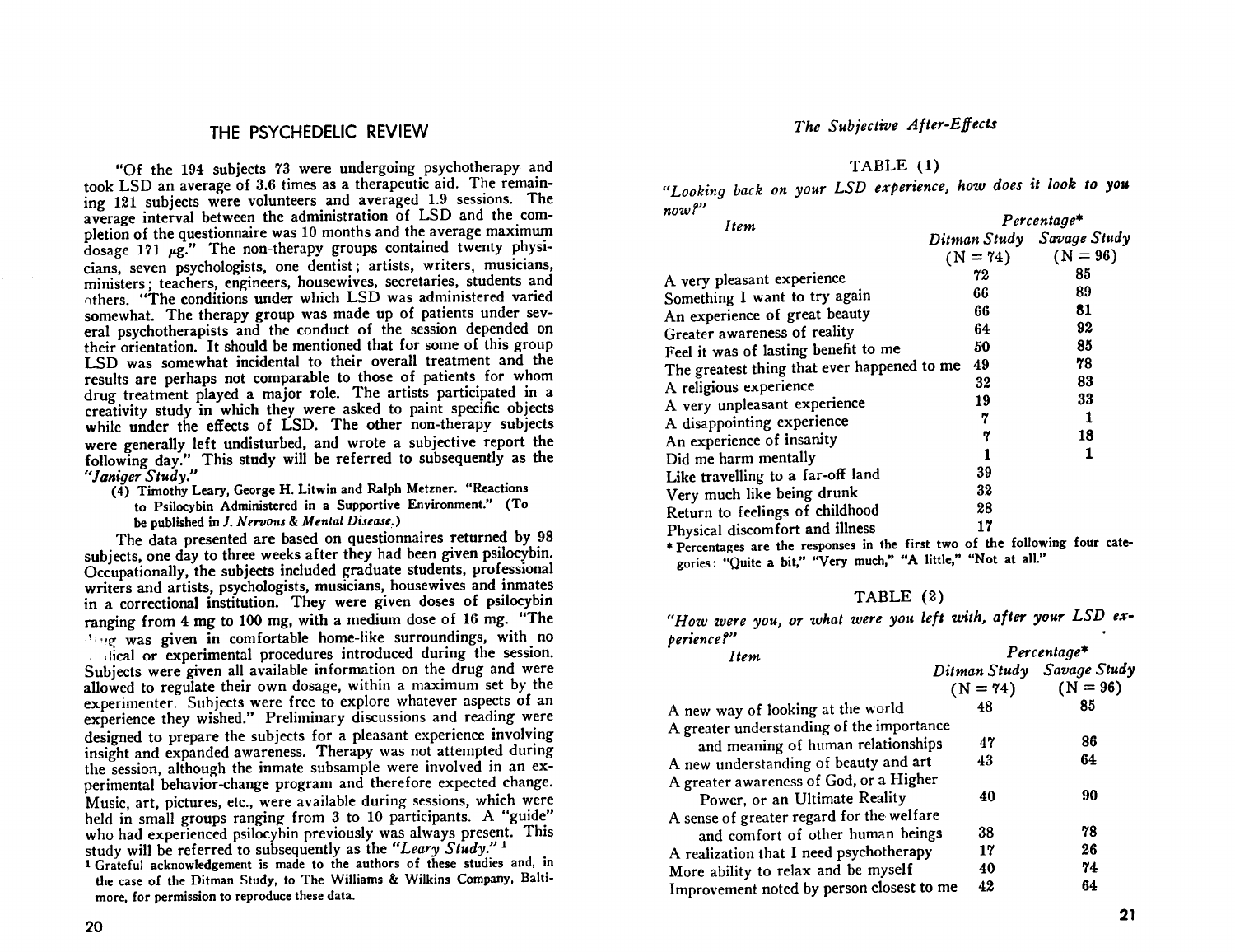"Of the 194 subjects 73 were undergoing psychotherapy and took LSD an average of 3.6 times as a therapeutic aid. The remaining 121 subjects were volunteers and averaged 1.9 sessions. The average interval between the administration of LSD and the completion of the questionnaire was 10 months and the average maximum dosage 171 μg." The non-therapy groups contained twenty physicians, seven psychologists, one dentist; artists, writers, musicians, ministers; teachers, engineers, housewives, secretaries, students and others. "The conditions under which LSD was administered varied somewhat. The therapy group was made up of patients under several psychotherapists and the conduct of the session depended on their orientation. It should be mentioned that for some of this group LSD was somewhat incidental to their overall treatment and the results are perhaps not comparable to those of patients for whom drug treatment played a major role. The artists participated in a creativity study in which they were asked to paint specific objects while under the effects of LSD. The other non-therapy subjects were generally left undisturbed, and wrote a subjective report the following day." This study will be referred to subsequently as the *"Janiger Study."*

(4) Timothy Leary, George H. Litwin and Ralph Metzner. "Reactions to Psilocybin Administered in a Supportive Environment." (To be published in *J. Nervous & Mental Disease.*)

The data presented are based on questionnaires returned by 98 subjects, one day to three weeks after they had been given psilocybin. Occupationally, the subjects included graduate students, professional writers and artists, psychologists, musicians, housewives and inmates in a correctional institution. They were given doses of psilocybin ranging from 4 mg to 100 mg, with a medium dose of 16 mg. "The drug was given in comfortable home-like surroundings, with no medical or experimental procedures introduced during the session. Subjects were given all available information on the drug and were allowed to regulate their own dosage, within a maximum set by the experimenter. Subjects were free to explore whatever aspects of an experience they wished." Preliminary discussions and reading were designed to prepare the subjects for a pleasant experience involving insight and expanded awareness. Therapy was not attempted during the session, although the inmate subsample were involved in an experimental behavior-change program and therefore expected change. Music, art, pictures, etc., were available during sessions, which were held in small groups ranging from 3 to 10 participants. A "guide" who had experienced psilocybin previously was always present. This study will be referred to subsequently as the *"Leary Study."* [1]

[1] Grateful acknowledgement is made to the authors of these studies and, in the case of the Ditman Study, to The Williams & Wilkins Company, Baltimore, for permission to reproduce these data.

TABLE (1)

*"Looking back on your LSD experience, how does it look to you now?"*

| Item | Percentage* | |
|---|---|---|
| | Ditman Study (N = 74) | Savage Study (N = 96) |
| A very pleasant experience | 72 | 85 |
| Something I want to try again | 66 | 89 |
| An experience of great beauty | 66 | 81 |
| Greater awareness of reality | 64 | 92 |
| Feel it was of lasting benefit to me | 50 | 85 |
| The greatest thing that ever happened to me | 49 | 78 |
| A religious experience | 32 | 83 |
| A very unpleasant experience | 19 | 33 |
| A disappointing experience | 7 | 1 |
| An experience of insanity | 7 | 18 |
| Did me harm mentally | 1 | 1 |
| Like travelling to a far-off land | 39 | |
| Very much like being drunk | 32 | |
| Return to feelings of childhood | 28 | |
| Physical discomfort and illness | 17 | |

\* Percentages are the responses in the first two of the following four categories: "Quite a bit," "Very much," "A little," "Not at all."

TABLE (2)

*"How were you, or what were you left with, after your LSD experience?"*

| Item | Percentage* | |
|---|---|---|
| | Ditman Study (N = 74) | Savage Study (N = 96) |
| A new way of looking at the world | 48 | 85 |
| A greater understanding of the importance and meaning of human relationships | 47 | 86 |
| A new understanding of beauty and art | 43 | 64 |
| A greater awareness of God, or a Higher Power, or an Ultimate Reality | 40 | 90 |
| A sense of greater regard for the welfare and comfort of other human beings | 38 | 78 |
| A realization that I need psychotherapy | 17 | 26 |
| More ability to relax and be myself | 40 | 74 |
| Improvement noted by person closest to me | 42 | 64 |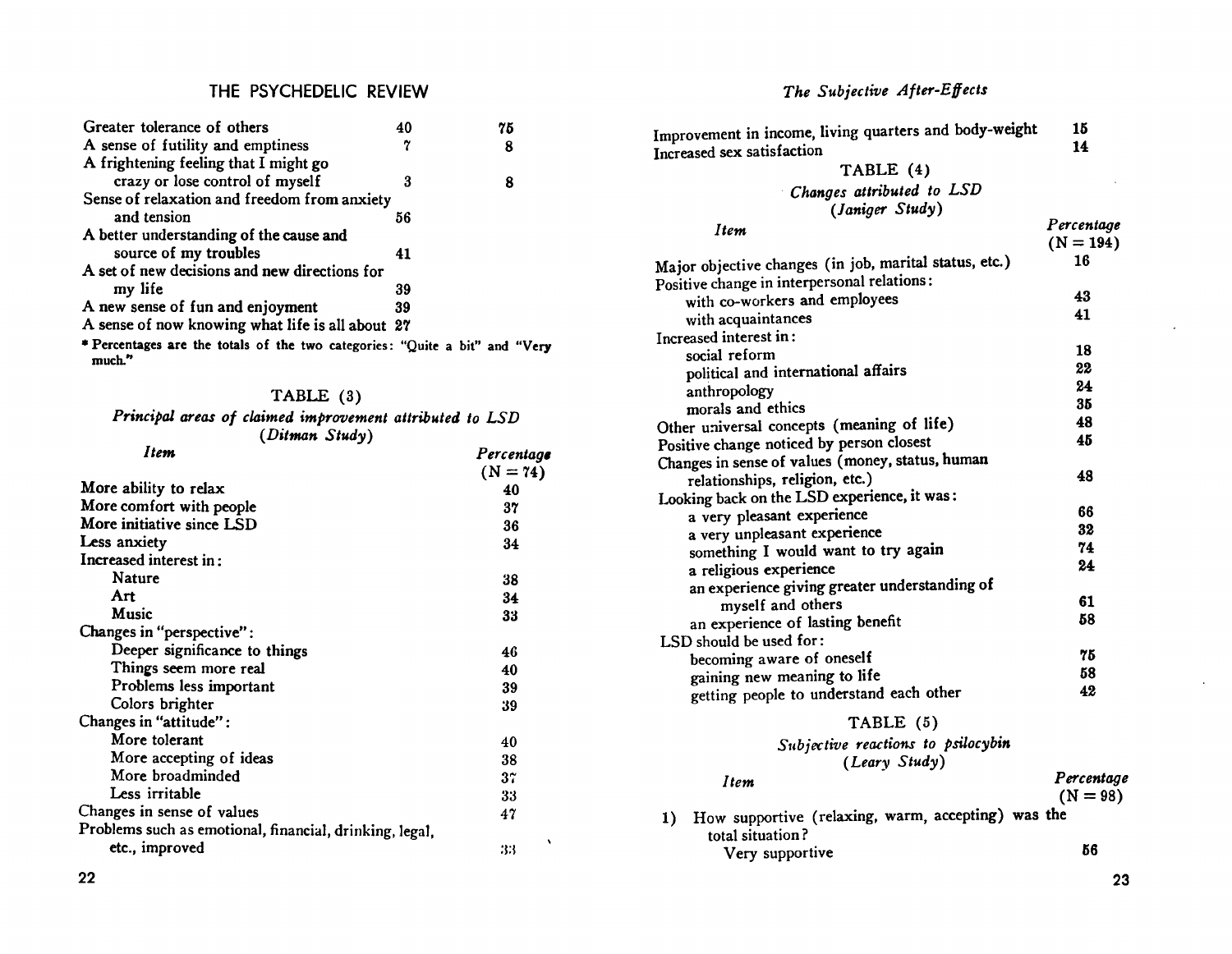| | | |
|---|---|---|
| Greater tolerance of others | 40 | 75 |
| A sense of futility and emptiness | 7 | 8 |
| A frightening feeling that I might go crazy or lose control of myself | 3 | 8 |
| Sense of relaxation and freedom from anxiety and tension | 56 | |
| A better understanding of the cause and source of my troubles | 41 | |
| A set of new decisions and new directions for my life | 39 | |
| A new sense of fun and enjoyment | 39 | |
| A sense of now knowing what life is all about | 27 | |

* Percentages are the totals of the two categories: "Quite a bit" and "Very much."

### TABLE (3)

*Principal areas of claimed improvement attributed to LSD*
*(Ditman Study)*

| *Item* | *Percentage* (N = 74) |
|---|---|
| More ability to relax | 40 |
| More comfort with people | 37 |
| More initiative since LSD | 36 |
| Less anxiety | 34 |
| Increased interest in: | |
| Nature | 38 |
| Art | 34 |
| Music | 33 |
| Changes in "perspective": | |
| Deeper significance to things | 46 |
| Things seem more real | 40 |
| Problems less important | 39 |
| Colors brighter | 39 |
| Changes in "attitude": | |
| More tolerant | 40 |
| More accepting of ideas | 38 |
| More broadminded | 37 |
| Less irritable | 33 |
| Changes in sense of values | 47 |
| Problems such as emotional, financial, drinking, legal, etc., improved | 33 |
| Improvement in income, living quarters and body-weight | 15 |
| Increased sex satisfaction | 14 |

### TABLE (4)

*Changes attributed to LSD*
*(Janiger Study)*

| *Item* | *Percentage* (N = 194) |
|---|---|
| Major objective changes (in job, marital status, etc.) | 16 |
| Positive change in interpersonal relations: | |
| with co-workers and employees | 43 |
| with acquaintances | 41 |
| Increased interest in: | |
| social reform | 18 |
| political and international affairs | 22 |
| anthropology | 24 |
| morals and ethics | 35 |
| Other universal concepts (meaning of life) | 48 |
| Positive change noticed by person closest | 45 |
| Changes in sense of values (money, status, human relationships, religion, etc.) | 48 |
| Looking back on the LSD experience, it was: | |
| a very pleasant experience | 66 |
| a very unpleasant experience | 32 |
| something I would want to try again | 74 |
| a religious experience | 24 |
| an experience giving greater understanding of myself and others | 61 |
| an experience of lasting benefit | 58 |
| LSD should be used for: | |
| becoming aware of oneself | 75 |
| gaining new meaning to life | 58 |
| getting people to understand each other | 42 |

### TABLE (5)

*Subjective reactions to psilocybin*
*(Leary Study)*

| *Item* | *Percentage* (N = 98) |
|---|---|
| 1) How supportive (relaxing, warm, accepting) was the total situation? | |
| Very supportive | 56 |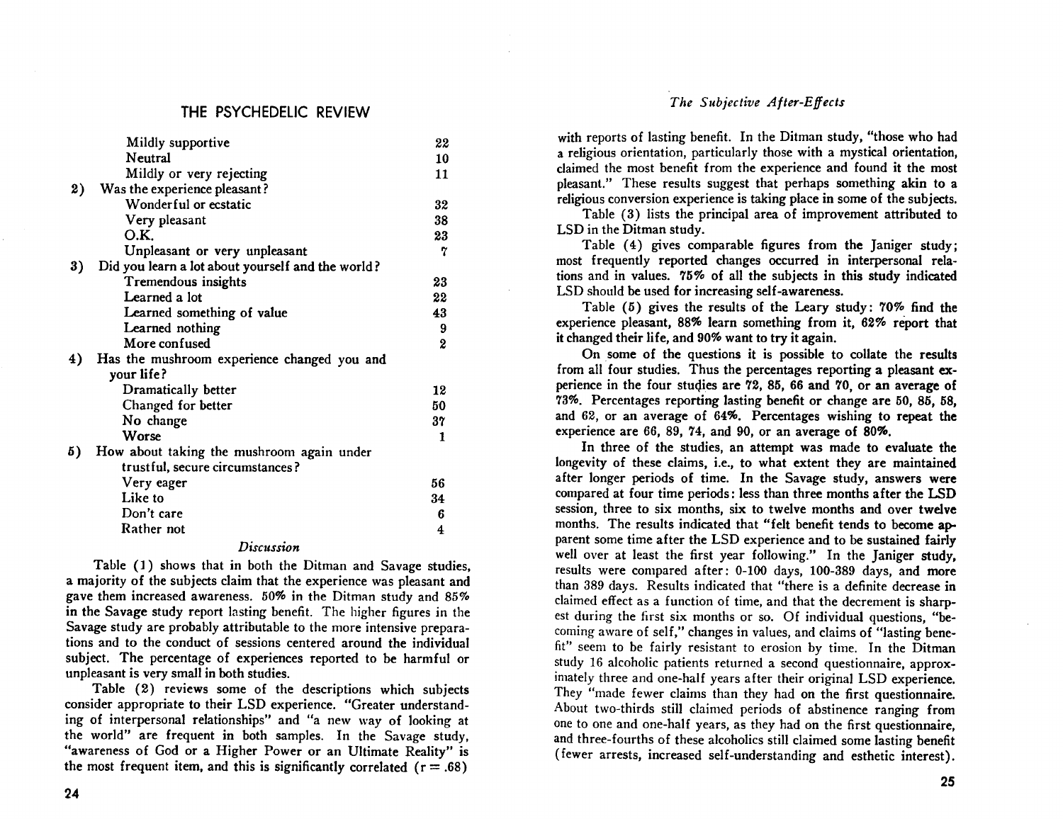| | |
|---|---|
| Mildly supportive | 22 |
| Neutral | 10 |
| Mildly or very rejecting | 11 |
| **2)** Was the experience pleasant? | |
| Wonderful or ecstatic | 32 |
| Very pleasant | 38 |
| O.K. | 23 |
| Unpleasant or very unpleasant | 7 |
| **3)** Did you learn a lot about yourself and the world? | |
| Tremendous insights | 23 |
| Learned a lot | 22 |
| Learned something of value | 43 |
| Learned nothing | 9 |
| More confused | 2 |
| **4)** Has the mushroom experience changed you and your life? | |
| Dramatically better | 12 |
| Changed for better | 50 |
| No change | 37 |
| Worse | 1 |
| **5)** How about taking the mushroom again under trustful, secure circumstances? | |
| Very eager | 56 |
| Like to | 34 |
| Don't care | 6 |
| Rather not | 4 |

### *Discussion*

Table (1) shows that in both the Ditman and Savage studies, a majority of the subjects claim that the experience was pleasant and gave them increased awareness. 50% in the Ditman study and 85% in the Savage study report lasting benefit. The higher figures in the Savage study are probably attributable to the more intensive preparations and to the conduct of sessions centered around the individual subject. The percentage of experiences reported to be harmful or unpleasant is very small in both studies.

Table (2) reviews some of the descriptions which subjects consider appropriate to their LSD experience. "Greater understanding of interpersonal relationships" and "a new way of looking at the world" are frequent in both samples. In the Savage study, "awareness of God or a Higher Power or an Ultimate Reality" is the most frequent item, and this is significantly correlated ($r = .68$) with reports of lasting benefit. In the Ditman study, "those who had a religious orientation, particularly those with a mystical orientation, claimed the most benefit from the experience and found it the most pleasant." These results suggest that perhaps something akin to a religious conversion experience is taking place in some of the subjects.

Table (3) lists the principal area of improvement attributed to LSD in the Ditman study.

Table (4) gives comparable figures from the Janiger study; most frequently reported changes occurred in interpersonal relations and in values. 75% of all the subjects in this study indicated LSD should be used for increasing self-awareness.

Table (5) gives the results of the Leary study: 70% find the experience pleasant, 88% learn something from it, 62% report that it changed their life, and 90% want to try it again.

On some of the questions it is possible to collate the results from all four studies. Thus the percentages reporting a pleasant experience in the four studies are 72, 85, 66 and 70, or an average of 73%. Percentages reporting lasting benefit or change are 50, 85, 58, and 62, or an average of 64%. Percentages wishing to repeat the experience are 66, 89, 74, and 90, or an average of 80%.

In three of the studies, an attempt was made to evaluate the longevity of these claims, i.e., to what extent they are maintained after longer periods of time. In the Savage study, answers were compared at four time periods: less than three months after the LSD session, three to six months, six to twelve months and over twelve months. The results indicated that "felt benefit tends to become apparent some time after the LSD experience and to be sustained fairly well over at least the first year following." In the Janiger study, results were compared after: 0-100 days, 100-389 days, and more than 389 days. Results indicated that "there is a definite decrease in claimed effect as a function of time, and that the decrement is sharpest during the first six months or so. Of individual questions, "becoming aware of self," changes in values, and claims of "lasting benefit" seem to be fairly resistant to erosion by time. In the Ditman study 16 alcoholic patients returned a second questionnaire, approximately three and one-half years after their original LSD experience. They "made fewer claims than they had on the first questionnaire. About two-thirds still claimed periods of abstinence ranging from one to one and one-half years, as they had on the first questionnaire, and three-fourths of these alcoholics still claimed some lasting benefit (fewer arrests, increased self-understanding and esthetic interest).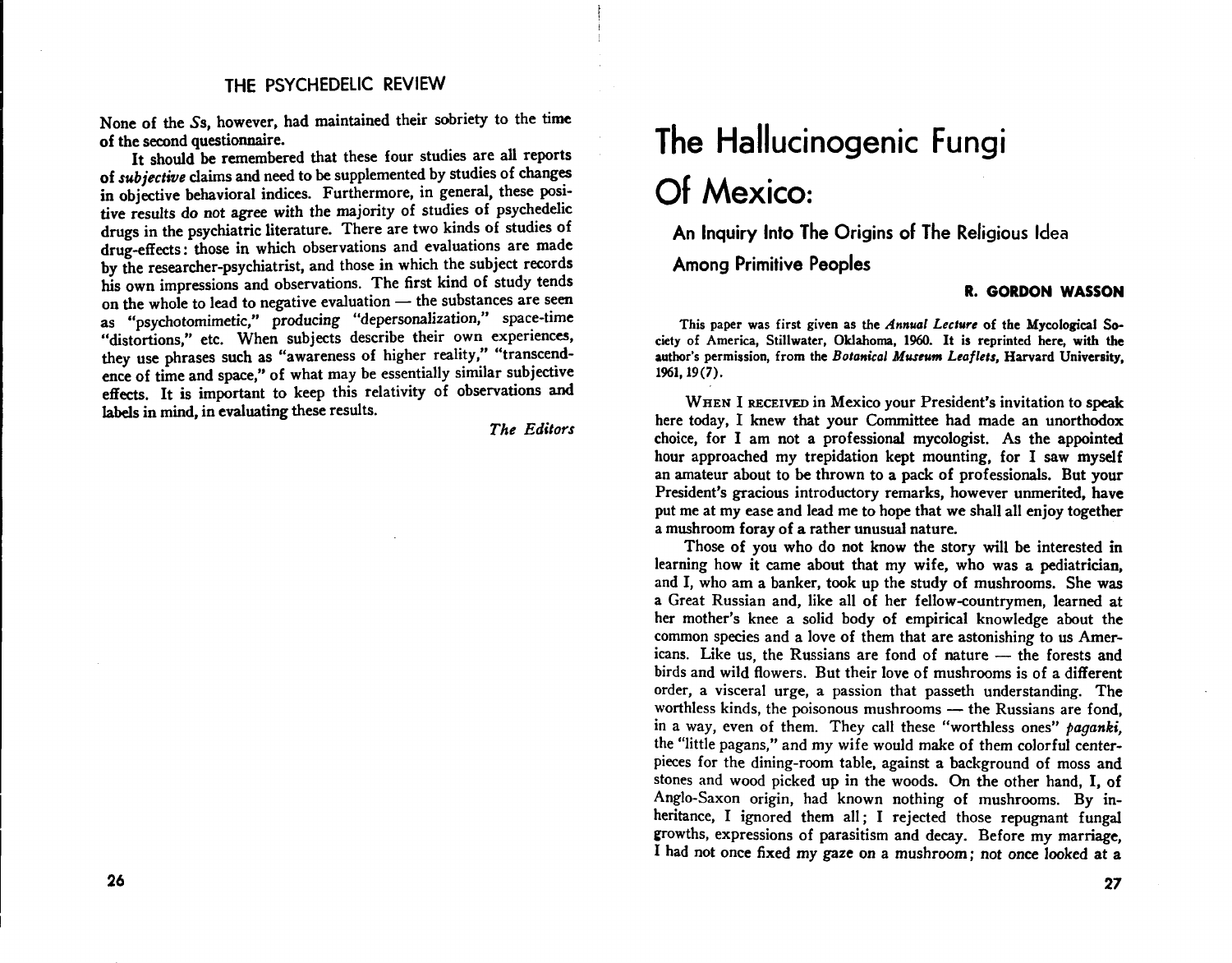None of the *Ss*, however, had maintained their sobriety to the time of the second questionnaire.

It should be remembered that these four studies are all reports of *subjective* claims and need to be supplemented by studies of changes in objective behavioral indices. Furthermore, in general, these positive results do not agree with the majority of studies of psychedelic drugs in the psychiatric literature. There are two kinds of studies of drug-effects: those in which observations and evaluations are made by the researcher-psychiatrist, and those in which the subject records his own impressions and observations. The first kind of study tends on the whole to lead to negative evaluation — the substances are seen as "psychotomimetic," producing "depersonalization," space-time "distortions," etc. When subjects describe their own experiences, they use phrases such as "awareness of higher reality," "transcendence of time and space," of what may be essentially similar subjective effects. It is important to keep this relativity of observations and labels in mind, in evaluating these results.

*The Editors*

# The Hallucinogenic Fungi Of Mexico:

## An Inquiry Into The Origins of The Religious Idea Among Primitive Peoples

**R. GORDON WASSON**

This paper was first given as the *Annual Lecture* of the Mycological Society of America, Stillwater, Oklahoma, 1960. It is reprinted here, with the author's permission, from the *Botanical Museum Leaflets*, Harvard University, 1961, 19(7).

WHEN I RECEIVED in Mexico your President's invitation to speak here today, I knew that your Committee had made an unorthodox choice, for I am not a professional mycologist. As the appointed hour approached my trepidation kept mounting, for I saw myself an amateur about to be thrown to a pack of professionals. But your President's gracious introductory remarks, however unmerited, have put me at my ease and lead me to hope that we shall all enjoy together a mushroom foray of a rather unusual nature.

Those of you who do not know the story will be interested in learning how it came about that my wife, who was a pediatrician, and I, who am a banker, took up the study of mushrooms. She was a Great Russian and, like all of her fellow-countrymen, learned at her mother's knee a solid body of empirical knowledge about the common species and a love of them that are astonishing to us Americans. Like us, the Russians are fond of nature — the forests and birds and wild flowers. But their love of mushrooms is of a different order, a visceral urge, a passion that passeth understanding. The worthless kinds, the poisonous mushrooms — the Russians are fond, in a way, even of them. They call these "worthless ones" *paganki*, the "little pagans," and my wife would make of them colorful centerpieces for the dining-room table, against a background of moss and stones and wood picked up in the woods. On the other hand, I, of Anglo-Saxon origin, had known nothing of mushrooms. By inheritance, I ignored them all; I rejected those repugnant fungal growths, expressions of parasitism and decay. Before my marriage, I had not once fixed my gaze on a mushroom; not once looked at a